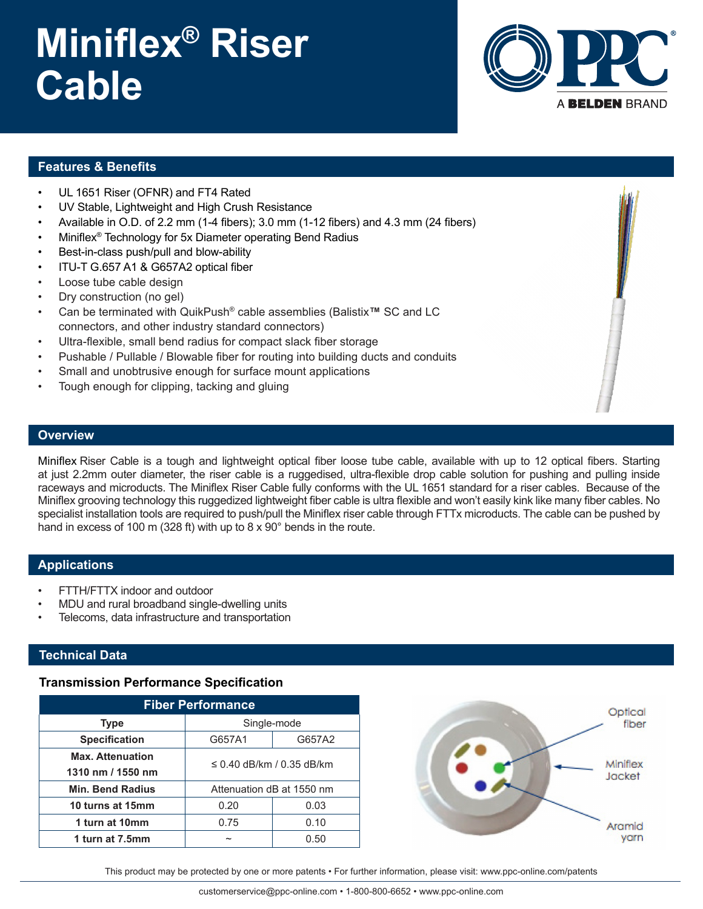# Miniflex® Riser Cable

PPC
A BELDEN BRAND

## Features & Benefits

- UL 1651 Riser (OFNR) and FT4 Rated
- UV Stable, Lightweight and High Crush Resistance
- Available in O.D. of 2.2 mm (1-4 fibers); 3.0 mm (1-12 fibers) and 4.3 mm (24 fibers)
- Miniflex® Technology for 5x Diameter operating Bend Radius
- Best-in-class push/pull and blow-ability
- ITU-T G.657 A1 & G657A2 optical fiber
- Loose tube cable design
- Dry construction (no gel)
- Can be terminated with QuikPush® cable assemblies (Balistix™ SC and LC connectors, and other industry standard connectors)
- Ultra-flexible, small bend radius for compact slack fiber storage
- Pushable / Pullable / Blowable fiber for routing into building ducts and conduits
- Small and unobtrusive enough for surface mount applications
- Tough enough for clipping, tacking and gluing

## Overview

Miniflex Riser Cable is a tough and lightweight optical fiber loose tube cable, available with up to 12 optical fibers. Starting at just 2.2mm outer diameter, the riser cable is a ruggedised, ultra-flexible drop cable solution for pushing and pulling inside raceways and microducts. The Miniflex Riser Cable fully conforms with the UL 1651 standard for a riser cables. Because of the Miniflex grooving technology this ruggedized lightweight fiber cable is ultra flexible and won't easily kink like many fiber cables. No specialist installation tools are required to push/pull the Miniflex riser cable through FTTx microducts. The cable can be pushed by hand in excess of 100 m (328 ft) with up to 8 x 90° bends in the route.

## Applications

- FTTH/FTTX indoor and outdoor
- MDU and rural broadband single-dwelling units
- Telecoms, data infrastructure and transportation

## Technical Data

### Transmission Performance Specification

| Fiber Performance | | |
|---|---|---|
| **Type** | Single-mode | |
| **Specification** | G657A1 | G657A2 |
| **Max. Attenuation 1310 nm / 1550 nm** | ≤ 0.40 dB/km / 0.35 dB/km | |
| **Min. Bend Radius** | Attenuation dB at 1550 nm | |
| **10 turns at 15mm** | 0.20 | 0.03 |
| **1 turn at 10mm** | 0.75 | 0.10 |
| **1 turn at 7.5mm** | ~ | 0.50 |

Optical fiber
Miniflex Jacket
Aramid yarn

This product may be protected by one or more patents • For further information, please visit: www.ppc-online.com/patents

customerservice@ppc-online.com • 1-800-800-6652 • www.ppc-online.com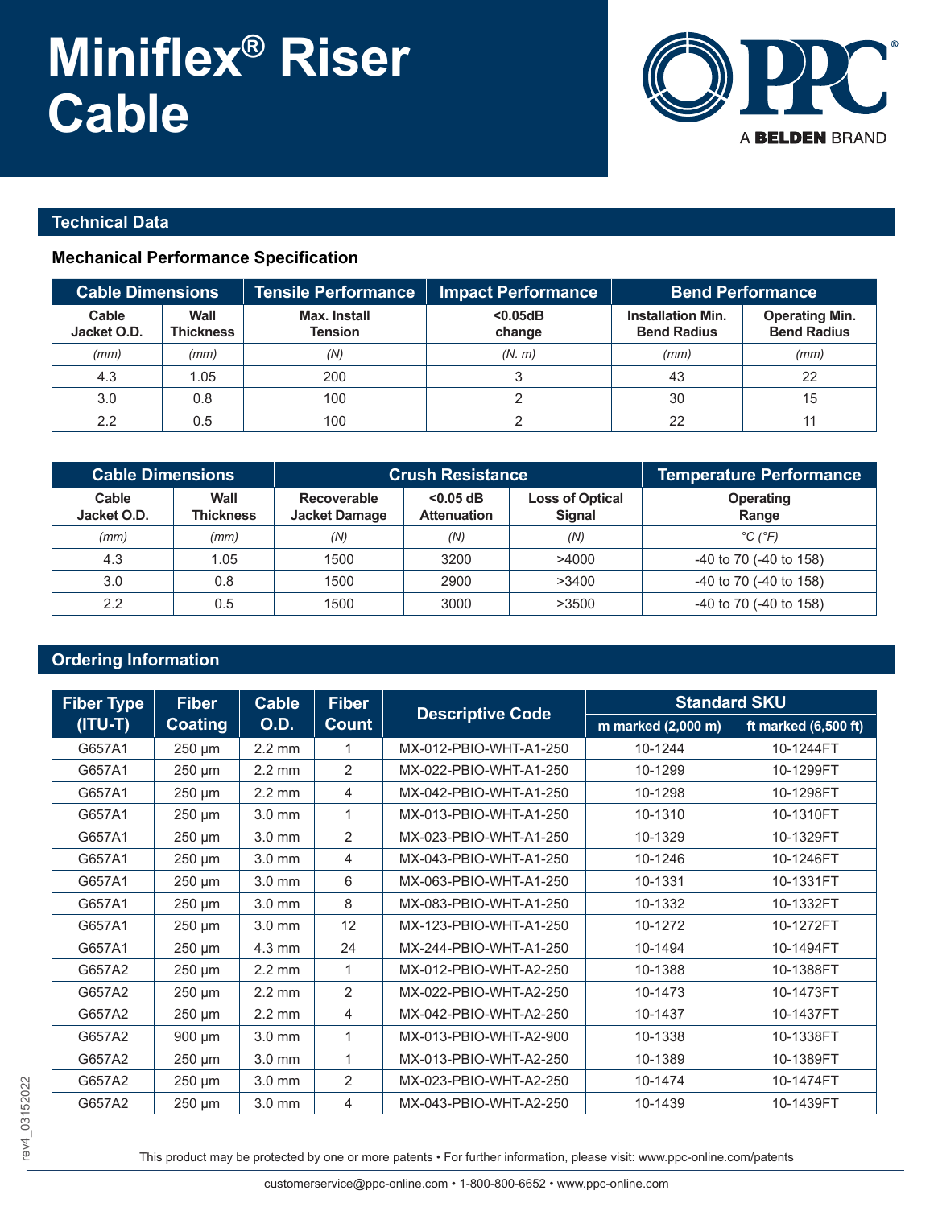# Miniflex® Riser Cable

PPC® A BELDEN BRAND

## Technical Data

### Mechanical Performance Specification

| Cable Dimensions | | Tensile Performance | Impact Performance | Bend Performance | |
|---|---|---|---|---|---|
| Cable Jacket O.D. | Wall Thickness | Max. Install Tension | <0.05dB change | Installation Min. Bend Radius | Operating Min. Bend Radius |
| *(mm)* | *(mm)* | *(N)* | *(N. m)* | *(mm)* | *(mm)* |
| 4.3 | 1.05 | 200 | 3 | 43 | 22 |
| 3.0 | 0.8 | 100 | 2 | 30 | 15 |
| 2.2 | 0.5 | 100 | 2 | 22 | 11 |

| Cable Dimensions | | Crush Resistance | | | Temperature Performance |
|---|---|---|---|---|---|
| Cable Jacket O.D. | Wall Thickness | Recoverable Jacket Damage | <0.05 dB Attenuation | Loss of Optical Signal | Operating Range |
| *(mm)* | *(mm)* | *(N)* | *(N)* | *(N)* | *°C (°F)* |
| 4.3 | 1.05 | 1500 | 3200 | >4000 | -40 to 70 (-40 to 158) |
| 3.0 | 0.8 | 1500 | 2900 | >3400 | -40 to 70 (-40 to 158) |
| 2.2 | 0.5 | 1500 | 3000 | >3500 | -40 to 70 (-40 to 158) |

## Ordering Information

| Fiber Type (ITU-T) | Fiber Coating | Cable O.D. | Fiber Count | Descriptive Code | Standard SKU | |
|---|---|---|---|---|---|---|
| | | | | | m marked (2,000 m) | ft marked (6,500 ft) |
| G657A1 | 250 µm | 2.2 mm | 1 | MX-012-PBIO-WHT-A1-250 | 10-1244 | 10-1244FT |
| G657A1 | 250 µm | 2.2 mm | 2 | MX-022-PBIO-WHT-A1-250 | 10-1299 | 10-1299FT |
| G657A1 | 250 µm | 2.2 mm | 4 | MX-042-PBIO-WHT-A1-250 | 10-1298 | 10-1298FT |
| G657A1 | 250 µm | 3.0 mm | 1 | MX-013-PBIO-WHT-A1-250 | 10-1310 | 10-1310FT |
| G657A1 | 250 µm | 3.0 mm | 2 | MX-023-PBIO-WHT-A1-250 | 10-1329 | 10-1329FT |
| G657A1 | 250 µm | 3.0 mm | 4 | MX-043-PBIO-WHT-A1-250 | 10-1246 | 10-1246FT |
| G657A1 | 250 µm | 3.0 mm | 6 | MX-063-PBIO-WHT-A1-250 | 10-1331 | 10-1331FT |
| G657A1 | 250 µm | 3.0 mm | 8 | MX-083-PBIO-WHT-A1-250 | 10-1332 | 10-1332FT |
| G657A1 | 250 µm | 3.0 mm | 12 | MX-123-PBIO-WHT-A1-250 | 10-1272 | 10-1272FT |
| G657A1 | 250 µm | 4.3 mm | 24 | MX-244-PBIO-WHT-A1-250 | 10-1494 | 10-1494FT |
| G657A2 | 250 µm | 2.2 mm | 1 | MX-012-PBIO-WHT-A2-250 | 10-1388 | 10-1388FT |
| G657A2 | 250 µm | 2.2 mm | 2 | MX-022-PBIO-WHT-A2-250 | 10-1473 | 10-1473FT |
| G657A2 | 250 µm | 2.2 mm | 4 | MX-042-PBIO-WHT-A2-250 | 10-1437 | 10-1437FT |
| G657A2 | 900 µm | 3.0 mm | 1 | MX-013-PBIO-WHT-A2-900 | 10-1338 | 10-1338FT |
| G657A2 | 250 µm | 3.0 mm | 1 | MX-013-PBIO-WHT-A2-250 | 10-1389 | 10-1389FT |
| G657A2 | 250 µm | 3.0 mm | 2 | MX-023-PBIO-WHT-A2-250 | 10-1474 | 10-1474FT |
| G657A2 | 250 µm | 3.0 mm | 4 | MX-043-PBIO-WHT-A2-250 | 10-1439 | 10-1439FT |

rev4_03152022

This product may be protected by one or more patents • For further information, please visit: www.ppc-online.com/patents

customerservice@ppc-online.com • 1-800-800-6652 • www.ppc-online.com